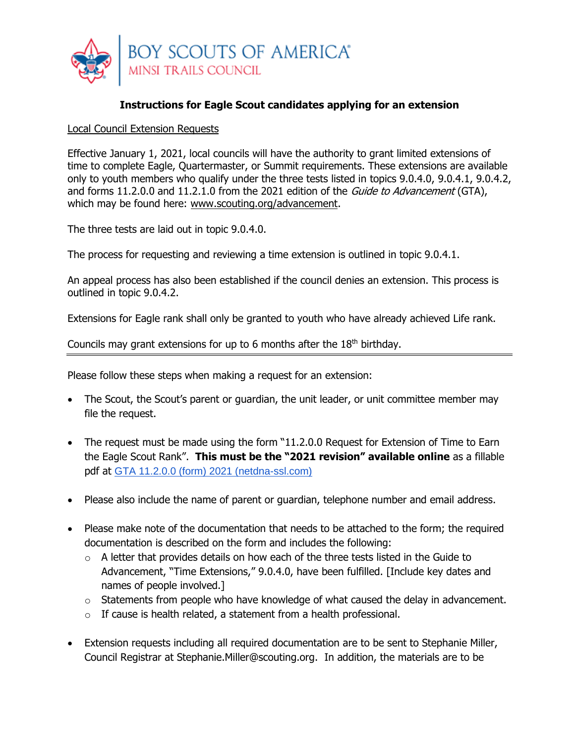BOY SCOUTS OF AMERICA®
MINSI TRAILS COUNCIL

## Instructions for Eagle Scout candidates applying for an extension

Local Council Extension Requests

Effective January 1, 2021, local councils will have the authority to grant limited extensions of time to complete Eagle, Quartermaster, or Summit requirements. These extensions are available only to youth members who qualify under the three tests listed in topics 9.0.4.0, 9.0.4.1, 9.0.4.2, and forms 11.2.0.0 and 11.2.1.0 from the 2021 edition of the *Guide to Advancement* (GTA), which may be found here: www.scouting.org/advancement.

The three tests are laid out in topic 9.0.4.0.

The process for requesting and reviewing a time extension is outlined in topic 9.0.4.1.

An appeal process has also been established if the council denies an extension. This process is outlined in topic 9.0.4.2.

Extensions for Eagle rank shall only be granted to youth who have already achieved Life rank.

Councils may grant extensions for up to 6 months after the 18th birthday.

---

Please follow these steps when making a request for an extension:

- The Scout, the Scout's parent or guardian, the unit leader, or unit committee member may file the request.
- The request must be made using the form "11.2.0.0 Request for Extension of Time to Earn the Eagle Scout Rank". **This must be the "2021 revision" available online** as a fillable pdf at GTA 11.2.0.0 (form) 2021 (netdna-ssl.com)
- Please also include the name of parent or guardian, telephone number and email address.
- Please make note of the documentation that needs to be attached to the form; the required documentation is described on the form and includes the following:
  - A letter that provides details on how each of the three tests listed in the Guide to Advancement, "Time Extensions," 9.0.4.0, have been fulfilled. [Include key dates and names of people involved.]
  - Statements from people who have knowledge of what caused the delay in advancement.
  - If cause is health related, a statement from a health professional.
- Extension requests including all required documentation are to be sent to Stephanie Miller, Council Registrar at Stephanie.Miller@scouting.org. In addition, the materials are to be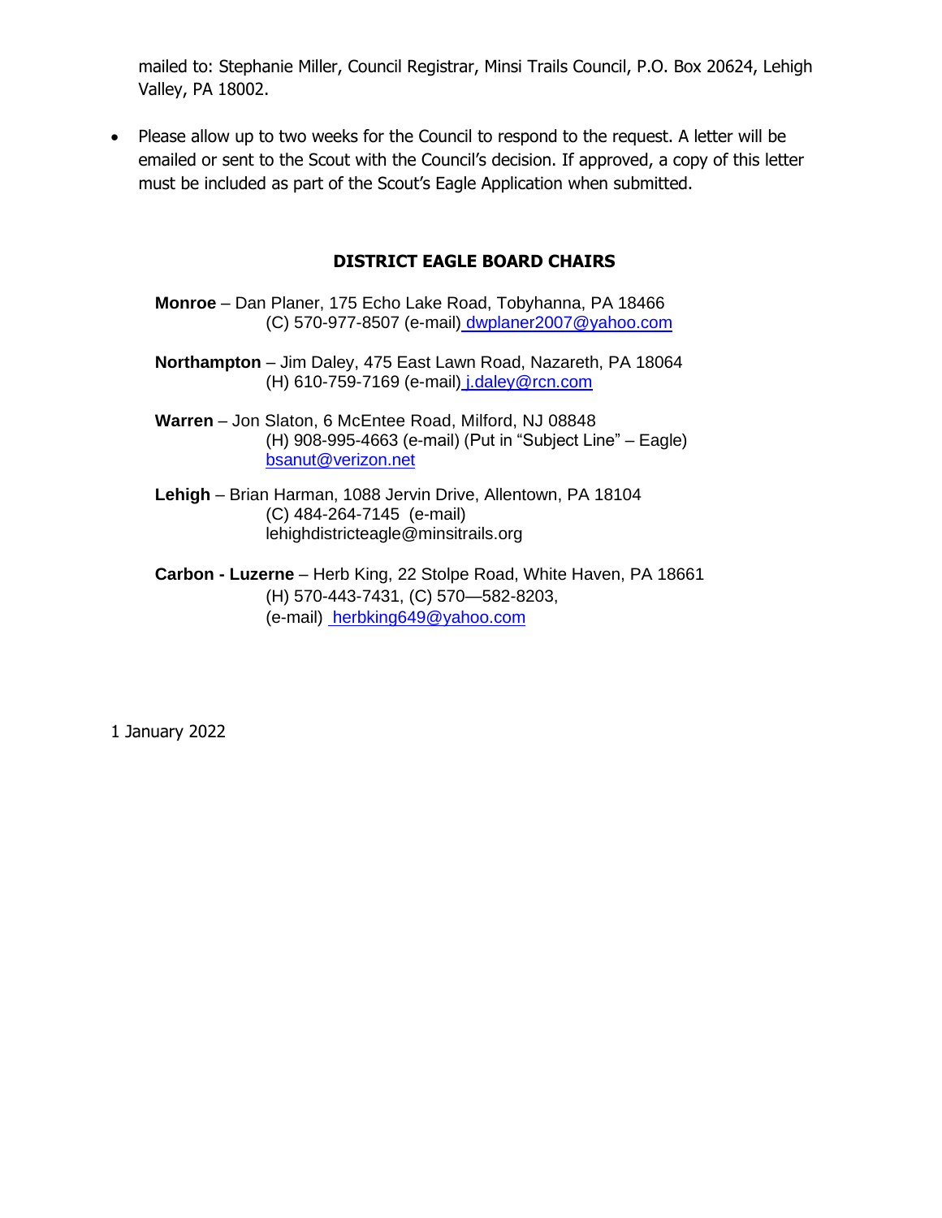mailed to: Stephanie Miller, Council Registrar, Minsi Trails Council, P.O. Box 20624, Lehigh Valley, PA 18002.

- Please allow up to two weeks for the Council to respond to the request. A letter will be emailed or sent to the Scout with the Council's decision. If approved, a copy of this letter must be included as part of the Scout's Eagle Application when submitted.

## DISTRICT EAGLE BOARD CHAIRS

**Monroe** – Dan Planer, 175 Echo Lake Road, Tobyhanna, PA 18466
(C) 570-977-8507 (e-mail) dwplaner2007@yahoo.com

**Northampton** – Jim Daley, 475 East Lawn Road, Nazareth, PA 18064
(H) 610-759-7169 (e-mail) j.daley@rcn.com

**Warren** – Jon Slaton, 6 McEntee Road, Milford, NJ 08848
(H) 908-995-4663 (e-mail) (Put in "Subject Line" – Eagle)
bsanut@verizon.net

**Lehigh** – Brian Harman, 1088 Jervin Drive, Allentown, PA 18104
(C) 484-264-7145 (e-mail)
lehighdistricteagle@minsitrails.org

**Carbon - Luzerne** – Herb King, 22 Stolpe Road, White Haven, PA 18661
(H) 570-443-7431, (C) 570—582-8203,
(e-mail) herbking649@yahoo.com

1 January 2022